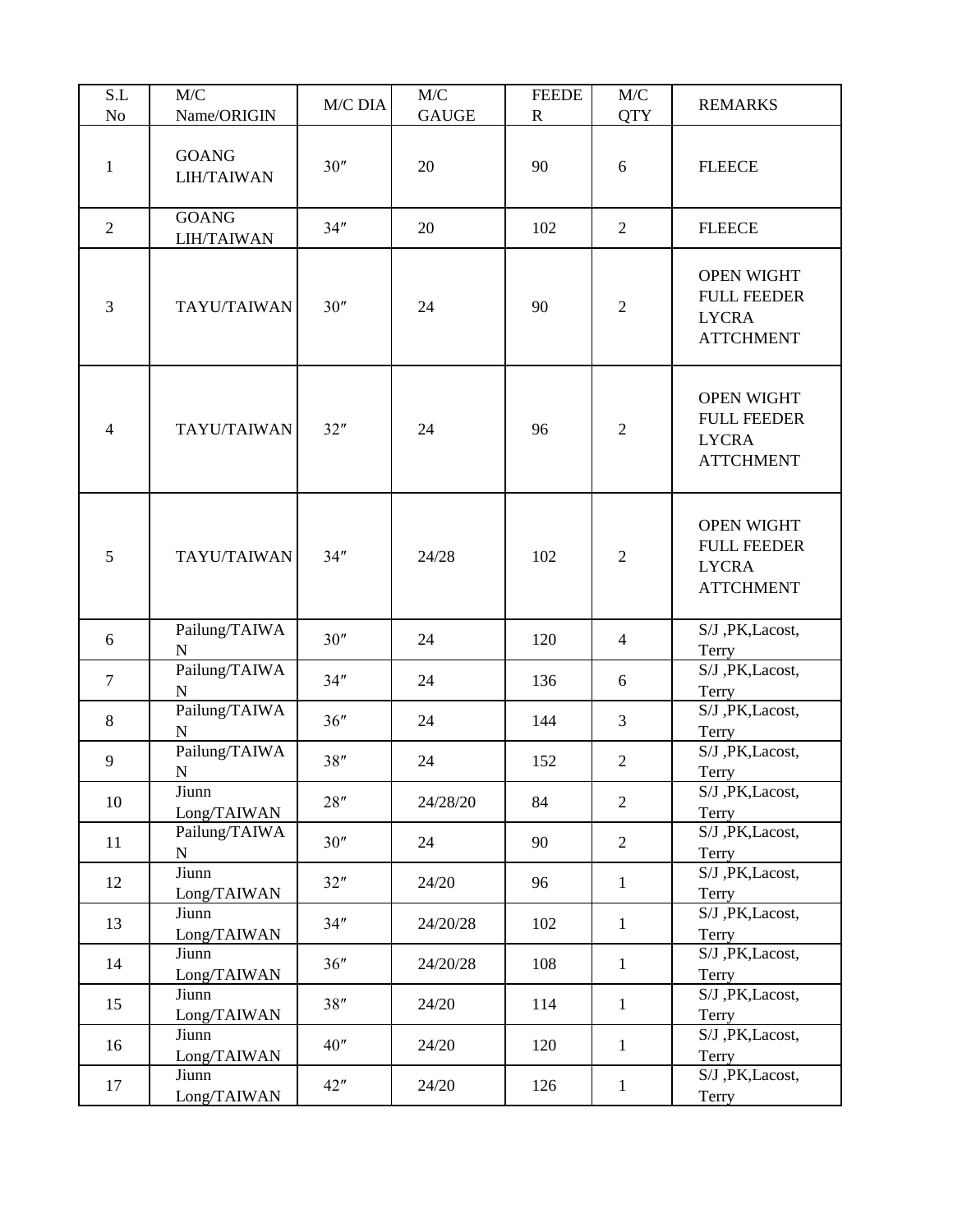| S.L No | M/C Name/ORIGIN | M/C DIA | M/C GAUGE | FEEDER | M/C QTY | REMARKS |
|---|---|---|---|---|---|---|
| 1 | GOANG LIH/TAIWAN | 30″ | 20 | 90 | 6 | FLEECE |
| 2 | GOANG LIH/TAIWAN | 34″ | 20 | 102 | 2 | FLEECE |
| 3 | TAYU/TAIWAN | 30″ | 24 | 90 | 2 | OPEN WIGHT FULL FEEDER LYCRA ATTCHMENT |
| 4 | TAYU/TAIWAN | 32″ | 24 | 96 | 2 | OPEN WIGHT FULL FEEDER LYCRA ATTCHMENT |
| 5 | TAYU/TAIWAN | 34″ | 24/28 | 102 | 2 | OPEN WIGHT FULL FEEDER LYCRA ATTCHMENT |
| 6 | Pailung/TAIWAN | 30″ | 24 | 120 | 4 | S/J ,PK,Lacost, Terry |
| 7 | Pailung/TAIWAN | 34″ | 24 | 136 | 6 | S/J ,PK,Lacost, Terry |
| 8 | Pailung/TAIWAN | 36″ | 24 | 144 | 3 | S/J ,PK,Lacost, Terry |
| 9 | Pailung/TAIWAN | 38″ | 24 | 152 | 2 | S/J ,PK,Lacost, Terry |
| 10 | Jiunn Long/TAIWAN | 28″ | 24/28/20 | 84 | 2 | S/J ,PK,Lacost, Terry |
| 11 | Pailung/TAIWAN | 30″ | 24 | 90 | 2 | S/J ,PK,Lacost, Terry |
| 12 | Jiunn Long/TAIWAN | 32″ | 24/20 | 96 | 1 | S/J ,PK,Lacost, Terry |
| 13 | Jiunn Long/TAIWAN | 34″ | 24/20/28 | 102 | 1 | S/J ,PK,Lacost, Terry |
| 14 | Jiunn Long/TAIWAN | 36″ | 24/20/28 | 108 | 1 | S/J ,PK,Lacost, Terry |
| 15 | Jiunn Long/TAIWAN | 38″ | 24/20 | 114 | 1 | S/J ,PK,Lacost, Terry |
| 16 | Jiunn Long/TAIWAN | 40″ | 24/20 | 120 | 1 | S/J ,PK,Lacost, Terry |
| 17 | Jiunn Long/TAIWAN | 42″ | 24/20 | 126 | 1 | S/J ,PK,Lacost, Terry |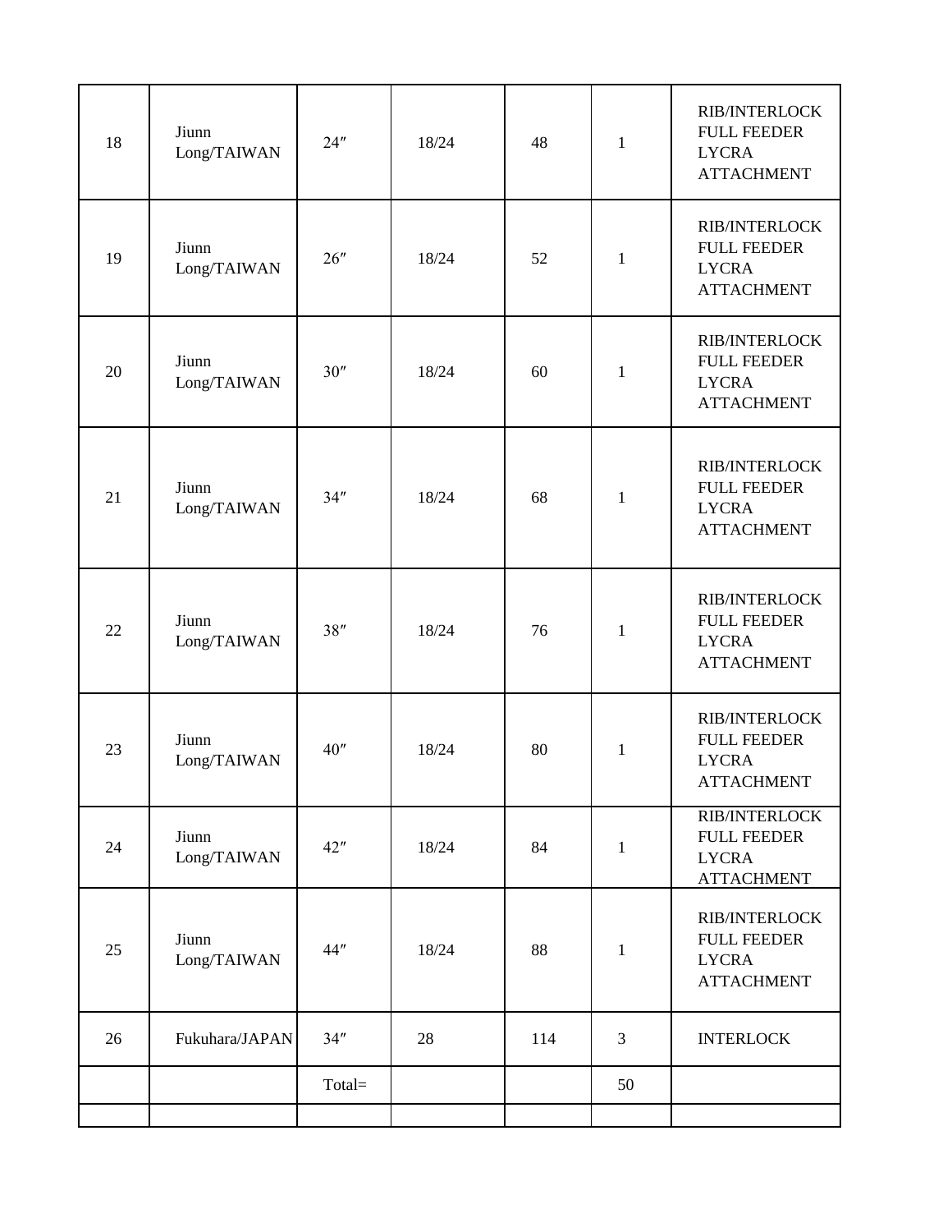| 18 | Jiunn Long/TAIWAN | 24″ | 18/24 | 48 | 1 | RIB/INTERLOCK FULL FEEDER LYCRA ATTACHMENT |
|---|---|---|---|---|---|---|
| 19 | Jiunn Long/TAIWAN | 26″ | 18/24 | 52 | 1 | RIB/INTERLOCK FULL FEEDER LYCRA ATTACHMENT |
| 20 | Jiunn Long/TAIWAN | 30″ | 18/24 | 60 | 1 | RIB/INTERLOCK FULL FEEDER LYCRA ATTACHMENT |
| 21 | Jiunn Long/TAIWAN | 34″ | 18/24 | 68 | 1 | RIB/INTERLOCK FULL FEEDER LYCRA ATTACHMENT |
| 22 | Jiunn Long/TAIWAN | 38″ | 18/24 | 76 | 1 | RIB/INTERLOCK FULL FEEDER LYCRA ATTACHMENT |
| 23 | Jiunn Long/TAIWAN | 40″ | 18/24 | 80 | 1 | RIB/INTERLOCK FULL FEEDER LYCRA ATTACHMENT |
| 24 | Jiunn Long/TAIWAN | 42″ | 18/24 | 84 | 1 | RIB/INTERLOCK FULL FEEDER LYCRA ATTACHMENT |
| 25 | Jiunn Long/TAIWAN | 44″ | 18/24 | 88 | 1 | RIB/INTERLOCK FULL FEEDER LYCRA ATTACHMENT |
| 26 | Fukuhara/JAPAN | 34″ | 28 | 114 | 3 | INTERLOCK |
| | | Total= | | | 50 | |
| | | | | | | |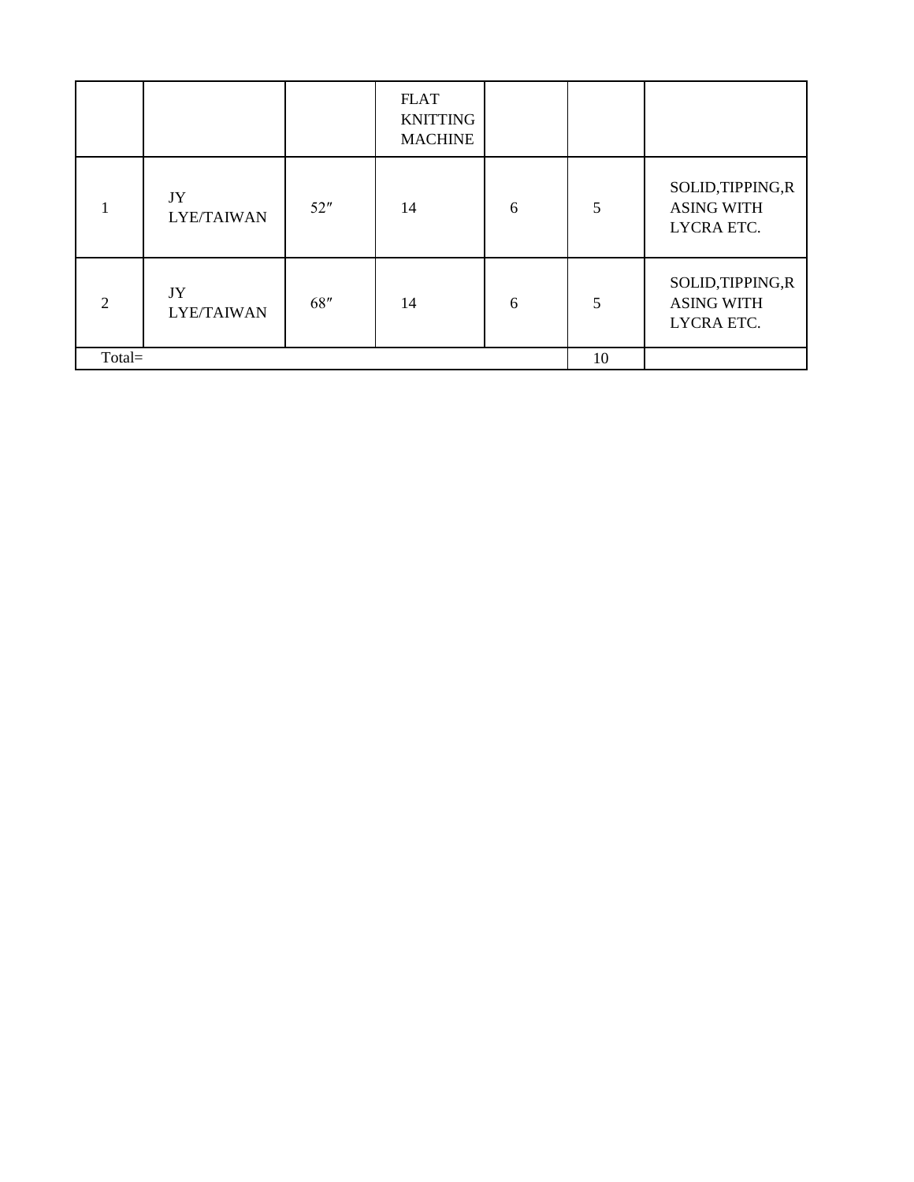| | | | | | | |
|---|---|---|---|---|---|---|
| | | | FLAT KNITTING MACHINE | | | |
| 1 | JY LYE/TAIWAN | 52″ | 14 | 6 | 5 | SOLID,TIPPING,RASING WITH LYCRA ETC. |
| 2 | JY LYE/TAIWAN | 68″ | 14 | 6 | 5 | SOLID,TIPPING,RASING WITH LYCRA ETC. |
| Total= | | | | | 10 | |